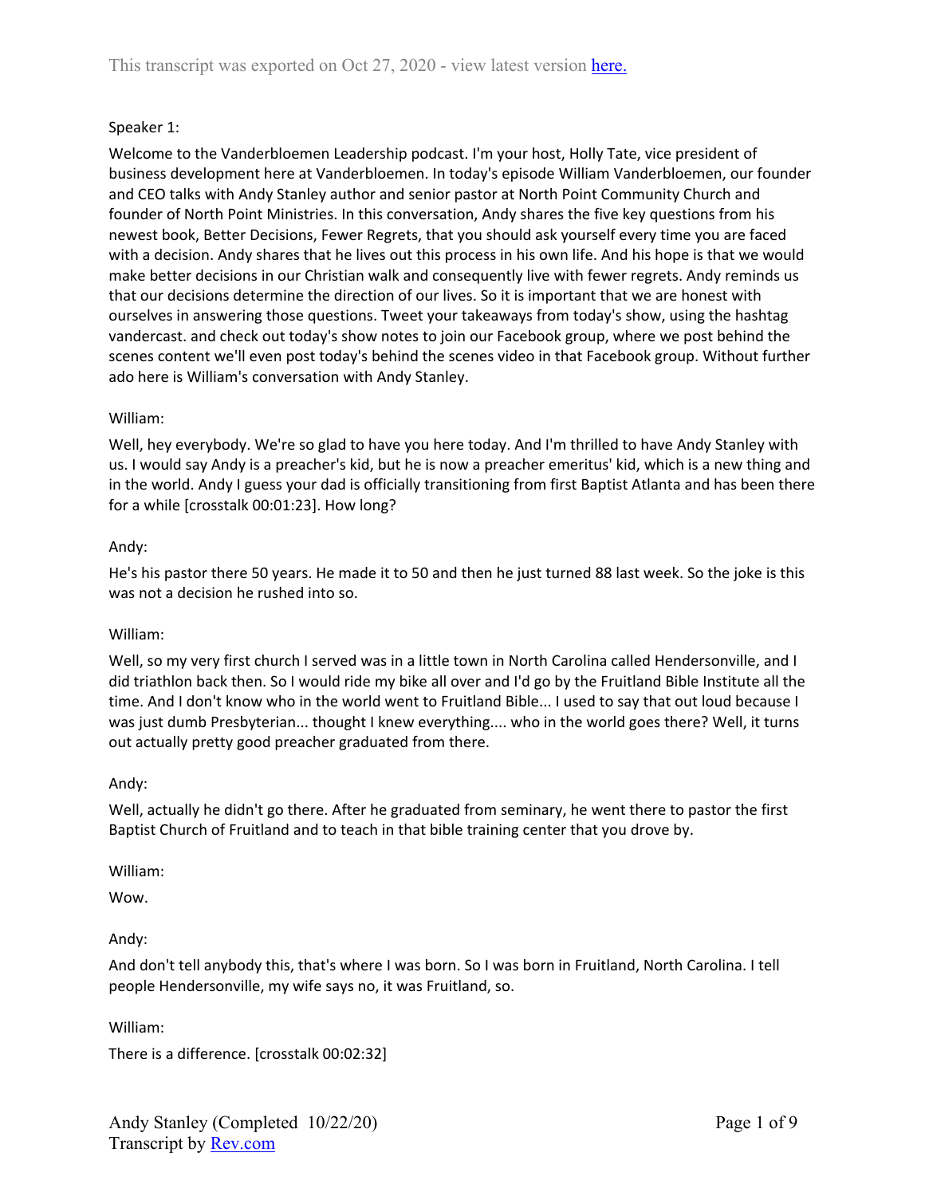This transcript was exported on Oct 27, 2020 - view latest version [here.](#)

Speaker 1:

Welcome to the Vanderbloemen Leadership podcast. I'm your host, Holly Tate, vice president of business development here at Vanderbloemen. In today's episode William Vanderbloemen, our founder and CEO talks with Andy Stanley author and senior pastor at North Point Community Church and founder of North Point Ministries. In this conversation, Andy shares the five key questions from his newest book, Better Decisions, Fewer Regrets, that you should ask yourself every time you are faced with a decision. Andy shares that he lives out this process in his own life. And his hope is that we would make better decisions in our Christian walk and consequently live with fewer regrets. Andy reminds us that our decisions determine the direction of our lives. So it is important that we are honest with ourselves in answering those questions. Tweet your takeaways from today's show, using the hashtag vandercast. and check out today's show notes to join our Facebook group, where we post behind the scenes content we'll even post today's behind the scenes video in that Facebook group. Without further ado here is William's conversation with Andy Stanley.

William:

Well, hey everybody. We're so glad to have you here today. And I'm thrilled to have Andy Stanley with us. I would say Andy is a preacher's kid, but he is now a preacher emeritus' kid, which is a new thing and in the world. Andy I guess your dad is officially transitioning from first Baptist Atlanta and has been there for a while [crosstalk 00:01:23]. How long?

Andy:

He's his pastor there 50 years. He made it to 50 and then he just turned 88 last week. So the joke is this was not a decision he rushed into so.

William:

Well, so my very first church I served was in a little town in North Carolina called Hendersonville, and I did triathlon back then. So I would ride my bike all over and I'd go by the Fruitland Bible Institute all the time. And I don't know who in the world went to Fruitland Bible... I used to say that out loud because I was just dumb Presbyterian... thought I knew everything.... who in the world goes there? Well, it turns out actually pretty good preacher graduated from there.

Andy:

Well, actually he didn't go there. After he graduated from seminary, he went there to pastor the first Baptist Church of Fruitland and to teach in that bible training center that you drove by.

William:

Wow.

Andy:

And don't tell anybody this, that's where I was born. So I was born in Fruitland, North Carolina. I tell people Hendersonville, my wife says no, it was Fruitland, so.

William:

There is a difference. [crosstalk 00:02:32]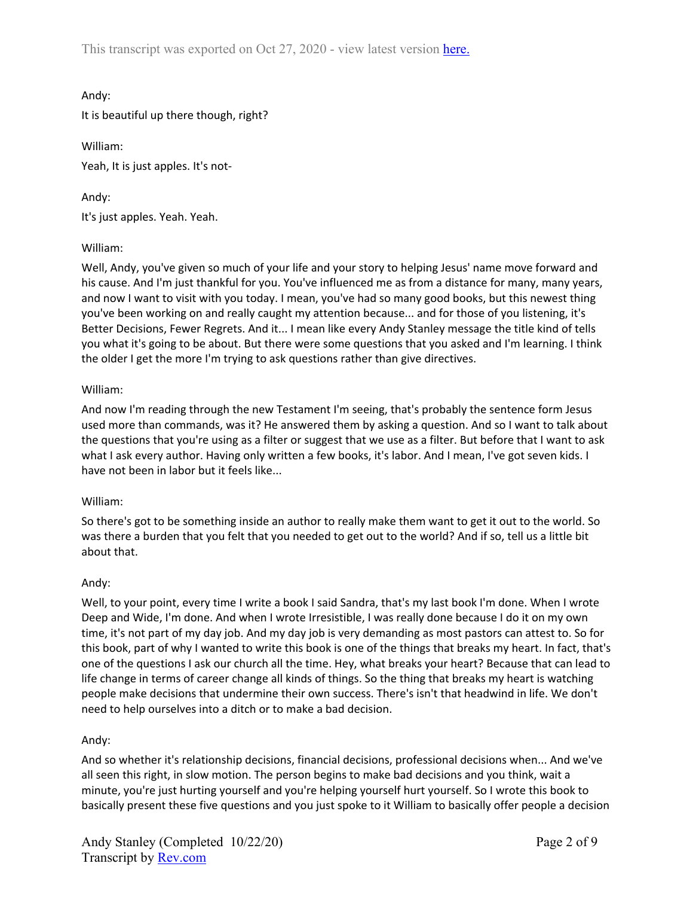Andy:

It is beautiful up there though, right?

William:

Yeah, It is just apples. It's not-

Andy:

It's just apples. Yeah. Yeah.

William:

Well, Andy, you've given so much of your life and your story to helping Jesus' name move forward and his cause. And I'm just thankful for you. You've influenced me as from a distance for many, many years, and now I want to visit with you today. I mean, you've had so many good books, but this newest thing you've been working on and really caught my attention because... and for those of you listening, it's Better Decisions, Fewer Regrets. And it... I mean like every Andy Stanley message the title kind of tells you what it's going to be about. But there were some questions that you asked and I'm learning. I think the older I get the more I'm trying to ask questions rather than give directives.

William:

And now I'm reading through the new Testament I'm seeing, that's probably the sentence form Jesus used more than commands, was it? He answered them by asking a question. And so I want to talk about the questions that you're using as a filter or suggest that we use as a filter. But before that I want to ask what I ask every author. Having only written a few books, it's labor. And I mean, I've got seven kids. I have not been in labor but it feels like...

William:

So there's got to be something inside an author to really make them want to get it out to the world. So was there a burden that you felt that you needed to get out to the world? And if so, tell us a little bit about that.

Andy:

Well, to your point, every time I write a book I said Sandra, that's my last book I'm done. When I wrote Deep and Wide, I'm done. And when I wrote Irresistible, I was really done because I do it on my own time, it's not part of my day job. And my day job is very demanding as most pastors can attest to. So for this book, part of why I wanted to write this book is one of the things that breaks my heart. In fact, that's one of the questions I ask our church all the time. Hey, what breaks your heart? Because that can lead to life change in terms of career change all kinds of things. So the thing that breaks my heart is watching people make decisions that undermine their own success. There's isn't that headwind in life. We don't need to help ourselves into a ditch or to make a bad decision.

Andy:

And so whether it's relationship decisions, financial decisions, professional decisions when... And we've all seen this right, in slow motion. The person begins to make bad decisions and you think, wait a minute, you're just hurting yourself and you're helping yourself hurt yourself. So I wrote this book to basically present these five questions and you just spoke to it William to basically offer people a decision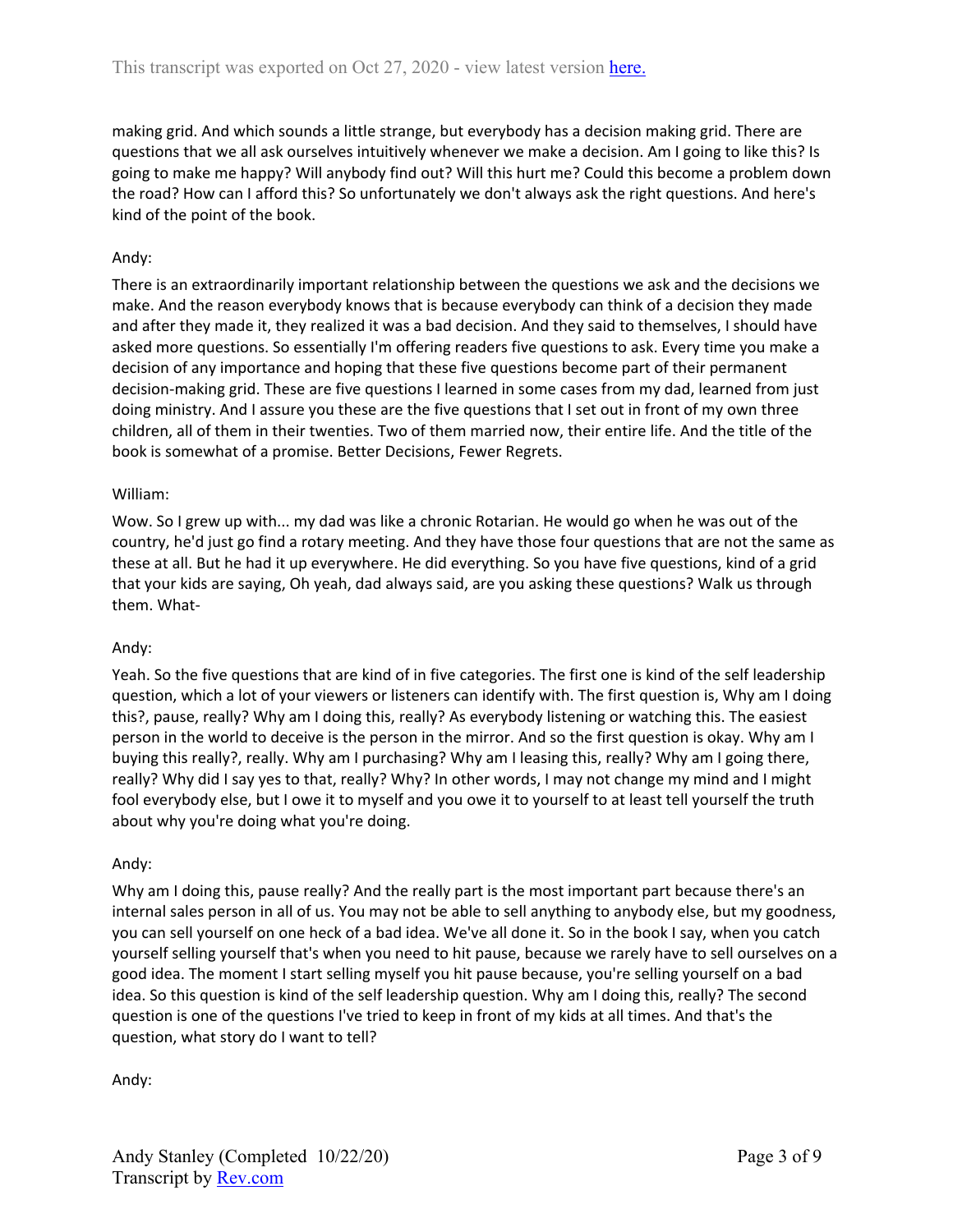making grid. And which sounds a little strange, but everybody has a decision making grid. There are questions that we all ask ourselves intuitively whenever we make a decision. Am I going to like this? Is going to make me happy? Will anybody find out? Will this hurt me? Could this become a problem down the road? How can I afford this? So unfortunately we don't always ask the right questions. And here's kind of the point of the book.

Andy:

There is an extraordinarily important relationship between the questions we ask and the decisions we make. And the reason everybody knows that is because everybody can think of a decision they made and after they made it, they realized it was a bad decision. And they said to themselves, I should have asked more questions. So essentially I'm offering readers five questions to ask. Every time you make a decision of any importance and hoping that these five questions become part of their permanent decision-making grid. These are five questions I learned in some cases from my dad, learned from just doing ministry. And I assure you these are the five questions that I set out in front of my own three children, all of them in their twenties. Two of them married now, their entire life. And the title of the book is somewhat of a promise. Better Decisions, Fewer Regrets.

William:

Wow. So I grew up with... my dad was like a chronic Rotarian. He would go when he was out of the country, he'd just go find a rotary meeting. And they have those four questions that are not the same as these at all. But he had it up everywhere. He did everything. So you have five questions, kind of a grid that your kids are saying, Oh yeah, dad always said, are you asking these questions? Walk us through them. What-

Andy:

Yeah. So the five questions that are kind of in five categories. The first one is kind of the self leadership question, which a lot of your viewers or listeners can identify with. The first question is, Why am I doing this?, pause, really? Why am I doing this, really? As everybody listening or watching this. The easiest person in the world to deceive is the person in the mirror. And so the first question is okay. Why am I buying this really?, really. Why am I purchasing? Why am I leasing this, really? Why am I going there, really? Why did I say yes to that, really? Why? In other words, I may not change my mind and I might fool everybody else, but I owe it to myself and you owe it to yourself to at least tell yourself the truth about why you're doing what you're doing.

Andy:

Why am I doing this, pause really? And the really part is the most important part because there's an internal sales person in all of us. You may not be able to sell anything to anybody else, but my goodness, you can sell yourself on one heck of a bad idea. We've all done it. So in the book I say, when you catch yourself selling yourself that's when you need to hit pause, because we rarely have to sell ourselves on a good idea. The moment I start selling myself you hit pause because, you're selling yourself on a bad idea. So this question is kind of the self leadership question. Why am I doing this, really? The second question is one of the questions I've tried to keep in front of my kids at all times. And that's the question, what story do I want to tell?

Andy: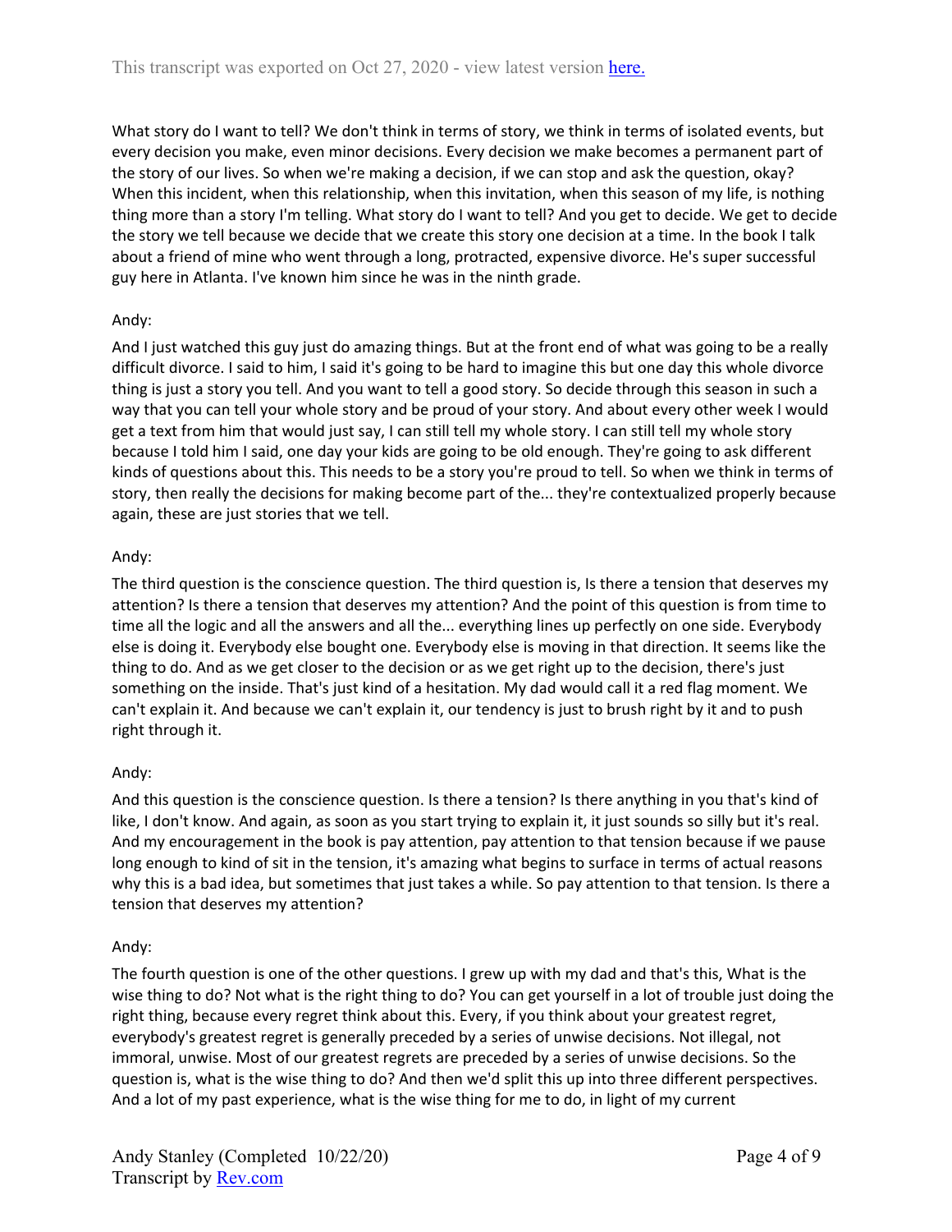What story do I want to tell? We don't think in terms of story, we think in terms of isolated events, but every decision you make, even minor decisions. Every decision we make becomes a permanent part of the story of our lives. So when we're making a decision, if we can stop and ask the question, okay? When this incident, when this relationship, when this invitation, when this season of my life, is nothing thing more than a story I'm telling. What story do I want to tell? And you get to decide. We get to decide the story we tell because we decide that we create this story one decision at a time. In the book I talk about a friend of mine who went through a long, protracted, expensive divorce. He's super successful guy here in Atlanta. I've known him since he was in the ninth grade.

Andy:

And I just watched this guy just do amazing things. But at the front end of what was going to be a really difficult divorce. I said to him, I said it's going to be hard to imagine this but one day this whole divorce thing is just a story you tell. And you want to tell a good story. So decide through this season in such a way that you can tell your whole story and be proud of your story. And about every other week I would get a text from him that would just say, I can still tell my whole story. I can still tell my whole story because I told him I said, one day your kids are going to be old enough. They're going to ask different kinds of questions about this. This needs to be a story you're proud to tell. So when we think in terms of story, then really the decisions for making become part of the... they're contextualized properly because again, these are just stories that we tell.

Andy:

The third question is the conscience question. The third question is, Is there a tension that deserves my attention? Is there a tension that deserves my attention? And the point of this question is from time to time all the logic and all the answers and all the... everything lines up perfectly on one side. Everybody else is doing it. Everybody else bought one. Everybody else is moving in that direction. It seems like the thing to do. And as we get closer to the decision or as we get right up to the decision, there's just something on the inside. That's just kind of a hesitation. My dad would call it a red flag moment. We can't explain it. And because we can't explain it, our tendency is just to brush right by it and to push right through it.

Andy:

And this question is the conscience question. Is there a tension? Is there anything in you that's kind of like, I don't know. And again, as soon as you start trying to explain it, it just sounds so silly but it's real. And my encouragement in the book is pay attention, pay attention to that tension because if we pause long enough to kind of sit in the tension, it's amazing what begins to surface in terms of actual reasons why this is a bad idea, but sometimes that just takes a while. So pay attention to that tension. Is there a tension that deserves my attention?

Andy:

The fourth question is one of the other questions. I grew up with my dad and that's this, What is the wise thing to do? Not what is the right thing to do? You can get yourself in a lot of trouble just doing the right thing, because every regret think about this. Every, if you think about your greatest regret, everybody's greatest regret is generally preceded by a series of unwise decisions. Not illegal, not immoral, unwise. Most of our greatest regrets are preceded by a series of unwise decisions. So the question is, what is the wise thing to do? And then we'd split this up into three different perspectives. And a lot of my past experience, what is the wise thing for me to do, in light of my current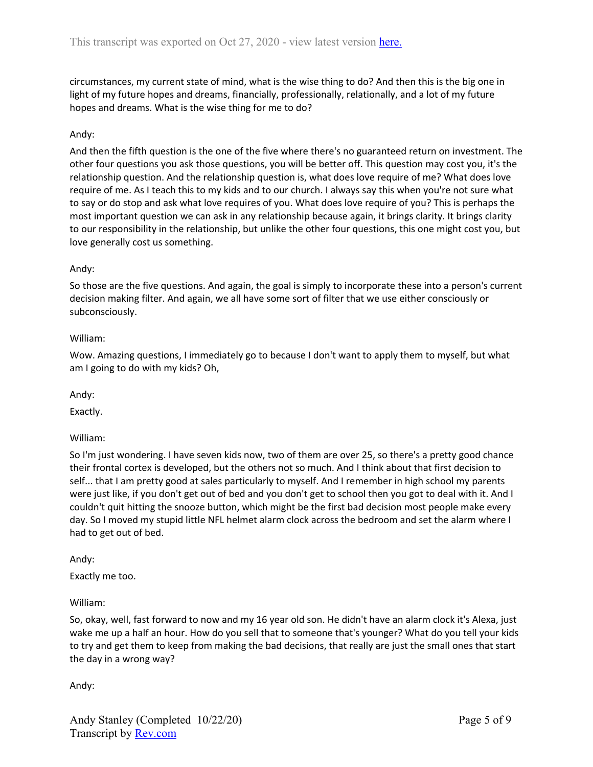circumstances, my current state of mind, what is the wise thing to do? And then this is the big one in light of my future hopes and dreams, financially, professionally, relationally, and a lot of my future hopes and dreams. What is the wise thing for me to do?

Andy:

And then the fifth question is the one of the five where there's no guaranteed return on investment. The other four questions you ask those questions, you will be better off. This question may cost you, it's the relationship question. And the relationship question is, what does love require of me? What does love require of me. As I teach this to my kids and to our church. I always say this when you're not sure what to say or do stop and ask what love requires of you. What does love require of you? This is perhaps the most important question we can ask in any relationship because again, it brings clarity. It brings clarity to our responsibility in the relationship, but unlike the other four questions, this one might cost you, but love generally cost us something.

Andy:

So those are the five questions. And again, the goal is simply to incorporate these into a person's current decision making filter. And again, we all have some sort of filter that we use either consciously or subconsciously.

William:

Wow. Amazing questions, I immediately go to because I don't want to apply them to myself, but what am I going to do with my kids? Oh,

Andy:

Exactly.

William:

So I'm just wondering. I have seven kids now, two of them are over 25, so there's a pretty good chance their frontal cortex is developed, but the others not so much. And I think about that first decision to self... that I am pretty good at sales particularly to myself. And I remember in high school my parents were just like, if you don't get out of bed and you don't get to school then you got to deal with it. And I couldn't quit hitting the snooze button, which might be the first bad decision most people make every day. So I moved my stupid little NFL helmet alarm clock across the bedroom and set the alarm where I had to get out of bed.

Andy:

Exactly me too.

William:

So, okay, well, fast forward to now and my 16 year old son. He didn't have an alarm clock it's Alexa, just wake me up a half an hour. How do you sell that to someone that's younger? What do you tell your kids to try and get them to keep from making the bad decisions, that really are just the small ones that start the day in a wrong way?

Andy: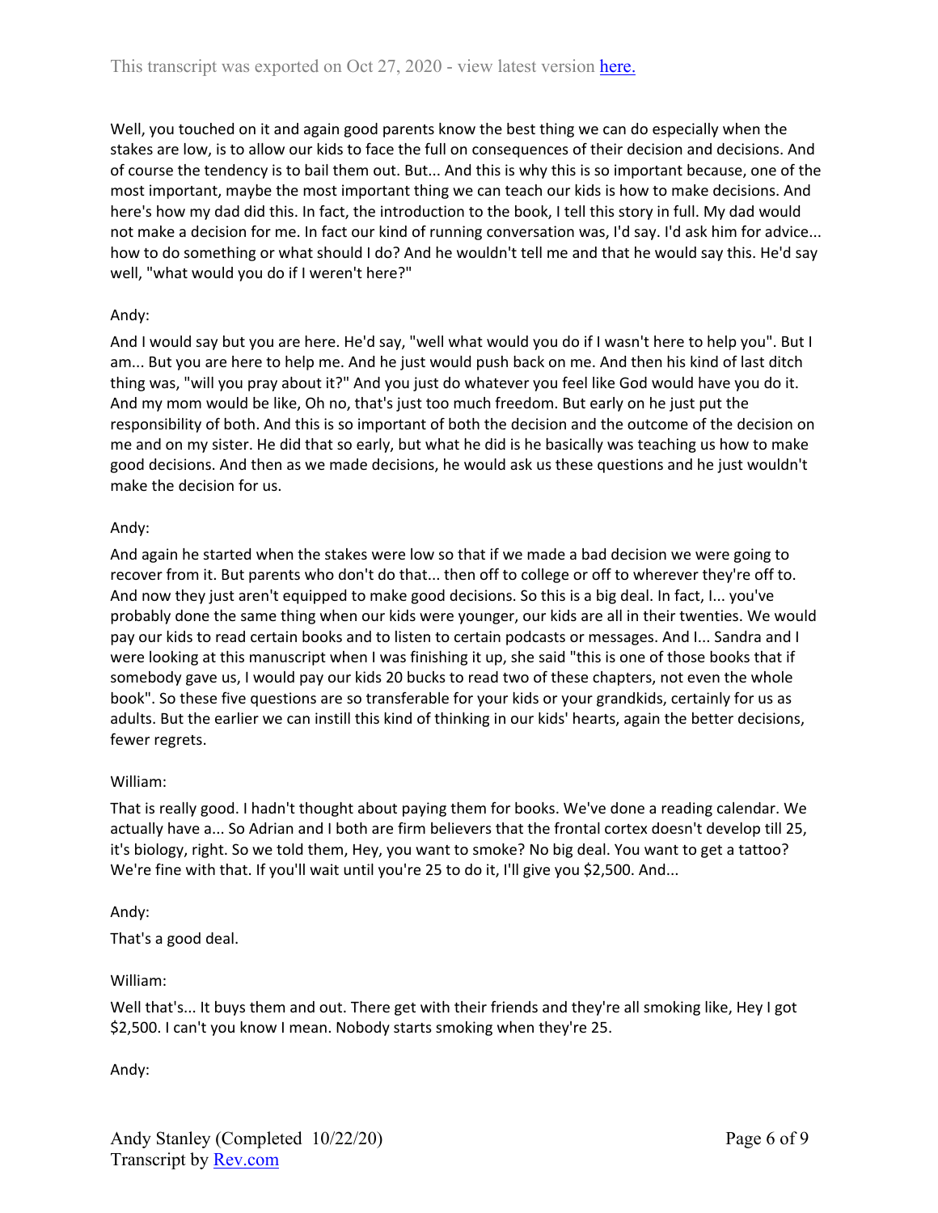Well, you touched on it and again good parents know the best thing we can do especially when the stakes are low, is to allow our kids to face the full on consequences of their decision and decisions. And of course the tendency is to bail them out. But... And this is why this is so important because, one of the most important, maybe the most important thing we can teach our kids is how to make decisions. And here's how my dad did this. In fact, the introduction to the book, I tell this story in full. My dad would not make a decision for me. In fact our kind of running conversation was, I'd say. I'd ask him for advice... how to do something or what should I do? And he wouldn't tell me and that he would say this. He'd say well, "what would you do if I weren't here?"

Andy:

And I would say but you are here. He'd say, "well what would you do if I wasn't here to help you". But I am... But you are here to help me. And he just would push back on me. And then his kind of last ditch thing was, "will you pray about it?" And you just do whatever you feel like God would have you do it. And my mom would be like, Oh no, that's just too much freedom. But early on he just put the responsibility of both. And this is so important of both the decision and the outcome of the decision on me and on my sister. He did that so early, but what he did is he basically was teaching us how to make good decisions. And then as we made decisions, he would ask us these questions and he just wouldn't make the decision for us.

Andy:

And again he started when the stakes were low so that if we made a bad decision we were going to recover from it. But parents who don't do that... then off to college or off to wherever they're off to. And now they just aren't equipped to make good decisions. So this is a big deal. In fact, I... you've probably done the same thing when our kids were younger, our kids are all in their twenties. We would pay our kids to read certain books and to listen to certain podcasts or messages. And I... Sandra and I were looking at this manuscript when I was finishing it up, she said "this is one of those books that if somebody gave us, I would pay our kids 20 bucks to read two of these chapters, not even the whole book". So these five questions are so transferable for your kids or your grandkids, certainly for us as adults. But the earlier we can instill this kind of thinking in our kids' hearts, again the better decisions, fewer regrets.

William:

That is really good. I hadn't thought about paying them for books. We've done a reading calendar. We actually have a... So Adrian and I both are firm believers that the frontal cortex doesn't develop till 25, it's biology, right. So we told them, Hey, you want to smoke? No big deal. You want to get a tattoo? We're fine with that. If you'll wait until you're 25 to do it, I'll give you $2,500. And...

Andy:

That's a good deal.

William:

Well that's... It buys them and out. There get with their friends and they're all smoking like, Hey I got $2,500. I can't you know I mean. Nobody starts smoking when they're 25.

Andy: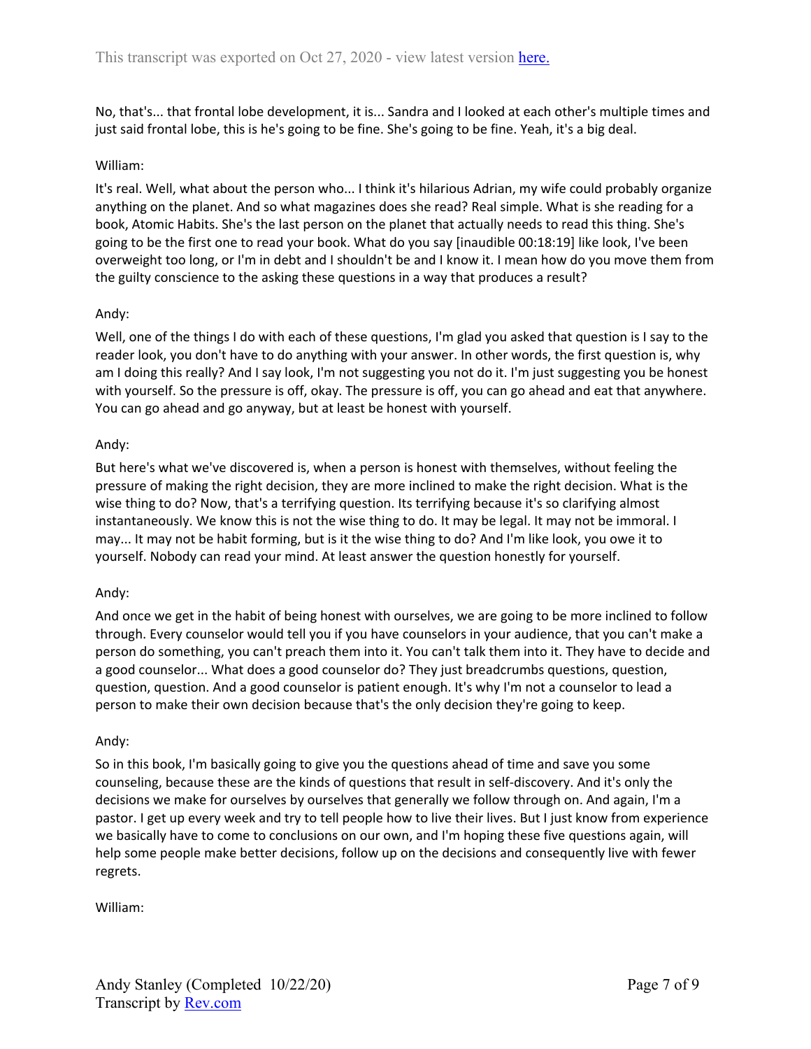No, that's... that frontal lobe development, it is... Sandra and I looked at each other's multiple times and just said frontal lobe, this is he's going to be fine. She's going to be fine. Yeah, it's a big deal.

William:

It's real. Well, what about the person who... I think it's hilarious Adrian, my wife could probably organize anything on the planet. And so what magazines does she read? Real simple. What is she reading for a book, Atomic Habits. She's the last person on the planet that actually needs to read this thing. She's going to be the first one to read your book. What do you say [inaudible 00:18:19] like look, I've been overweight too long, or I'm in debt and I shouldn't be and I know it. I mean how do you move them from the guilty conscience to the asking these questions in a way that produces a result?

Andy:

Well, one of the things I do with each of these questions, I'm glad you asked that question is I say to the reader look, you don't have to do anything with your answer. In other words, the first question is, why am I doing this really? And I say look, I'm not suggesting you not do it. I'm just suggesting you be honest with yourself. So the pressure is off, okay. The pressure is off, you can go ahead and eat that anywhere. You can go ahead and go anyway, but at least be honest with yourself.

Andy:

But here's what we've discovered is, when a person is honest with themselves, without feeling the pressure of making the right decision, they are more inclined to make the right decision. What is the wise thing to do? Now, that's a terrifying question. Its terrifying because it's so clarifying almost instantaneously. We know this is not the wise thing to do. It may be legal. It may not be immoral. I may... It may not be habit forming, but is it the wise thing to do? And I'm like look, you owe it to yourself. Nobody can read your mind. At least answer the question honestly for yourself.

Andy:

And once we get in the habit of being honest with ourselves, we are going to be more inclined to follow through. Every counselor would tell you if you have counselors in your audience, that you can't make a person do something, you can't preach them into it. You can't talk them into it. They have to decide and a good counselor... What does a good counselor do? They just breadcrumbs questions, question, question, question. And a good counselor is patient enough. It's why I'm not a counselor to lead a person to make their own decision because that's the only decision they're going to keep.

Andy:

So in this book, I'm basically going to give you the questions ahead of time and save you some counseling, because these are the kinds of questions that result in self-discovery. And it's only the decisions we make for ourselves by ourselves that generally we follow through on. And again, I'm a pastor. I get up every week and try to tell people how to live their lives. But I just know from experience we basically have to come to conclusions on our own, and I'm hoping these five questions again, will help some people make better decisions, follow up on the decisions and consequently live with fewer regrets.

William: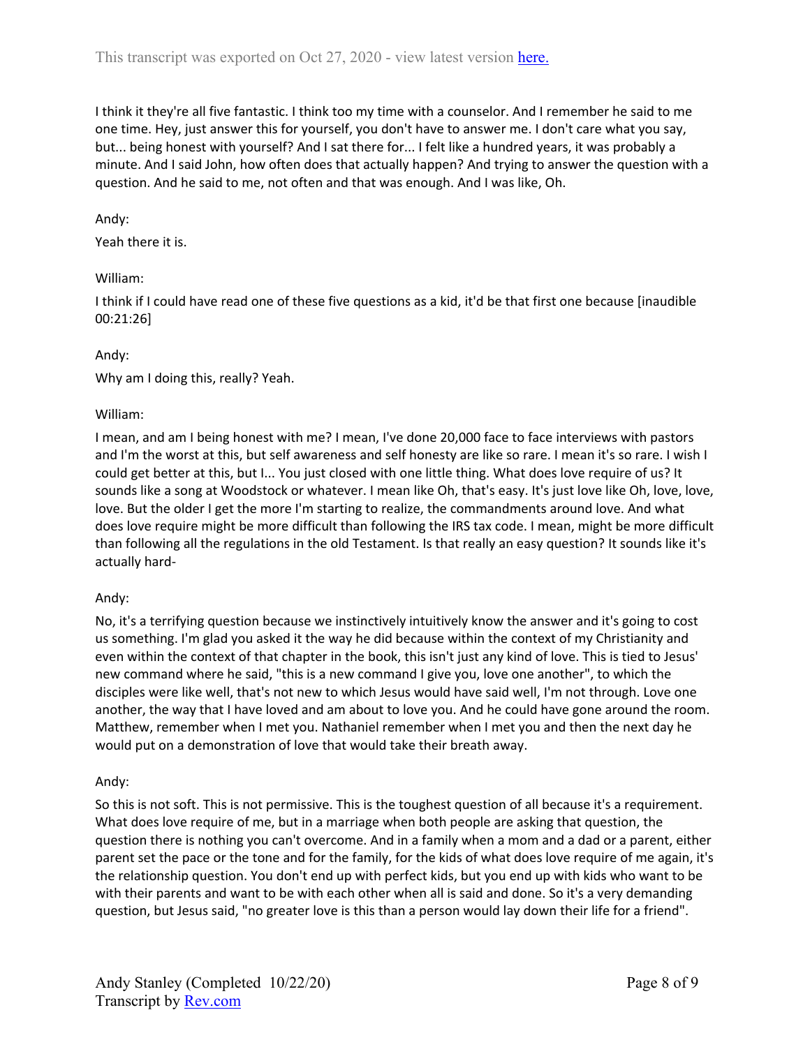I think it they're all five fantastic. I think too my time with a counselor. And I remember he said to me one time. Hey, just answer this for yourself, you don't have to answer me. I don't care what you say, but... being honest with yourself? And I sat there for... I felt like a hundred years, it was probably a minute. And I said John, how often does that actually happen? And trying to answer the question with a question. And he said to me, not often and that was enough. And I was like, Oh.

Andy:

Yeah there it is.

William:

I think if I could have read one of these five questions as a kid, it'd be that first one because [inaudible 00:21:26]

Andy:

Why am I doing this, really? Yeah.

William:

I mean, and am I being honest with me? I mean, I've done 20,000 face to face interviews with pastors and I'm the worst at this, but self awareness and self honesty are like so rare. I mean it's so rare. I wish I could get better at this, but I... You just closed with one little thing. What does love require of us? It sounds like a song at Woodstock or whatever. I mean like Oh, that's easy. It's just love like Oh, love, love, love. But the older I get the more I'm starting to realize, the commandments around love. And what does love require might be more difficult than following the IRS tax code. I mean, might be more difficult than following all the regulations in the old Testament. Is that really an easy question? It sounds like it's actually hard-

Andy:

No, it's a terrifying question because we instinctively intuitively know the answer and it's going to cost us something. I'm glad you asked it the way he did because within the context of my Christianity and even within the context of that chapter in the book, this isn't just any kind of love. This is tied to Jesus' new command where he said, "this is a new command I give you, love one another", to which the disciples were like well, that's not new to which Jesus would have said well, I'm not through. Love one another, the way that I have loved and am about to love you. And he could have gone around the room. Matthew, remember when I met you. Nathaniel remember when I met you and then the next day he would put on a demonstration of love that would take their breath away.

Andy:

So this is not soft. This is not permissive. This is the toughest question of all because it's a requirement. What does love require of me, but in a marriage when both people are asking that question, the question there is nothing you can't overcome. And in a family when a mom and a dad or a parent, either parent set the pace or the tone and for the family, for the kids of what does love require of me again, it's the relationship question. You don't end up with perfect kids, but you end up with kids who want to be with their parents and want to be with each other when all is said and done. So it's a very demanding question, but Jesus said, "no greater love is this than a person would lay down their life for a friend".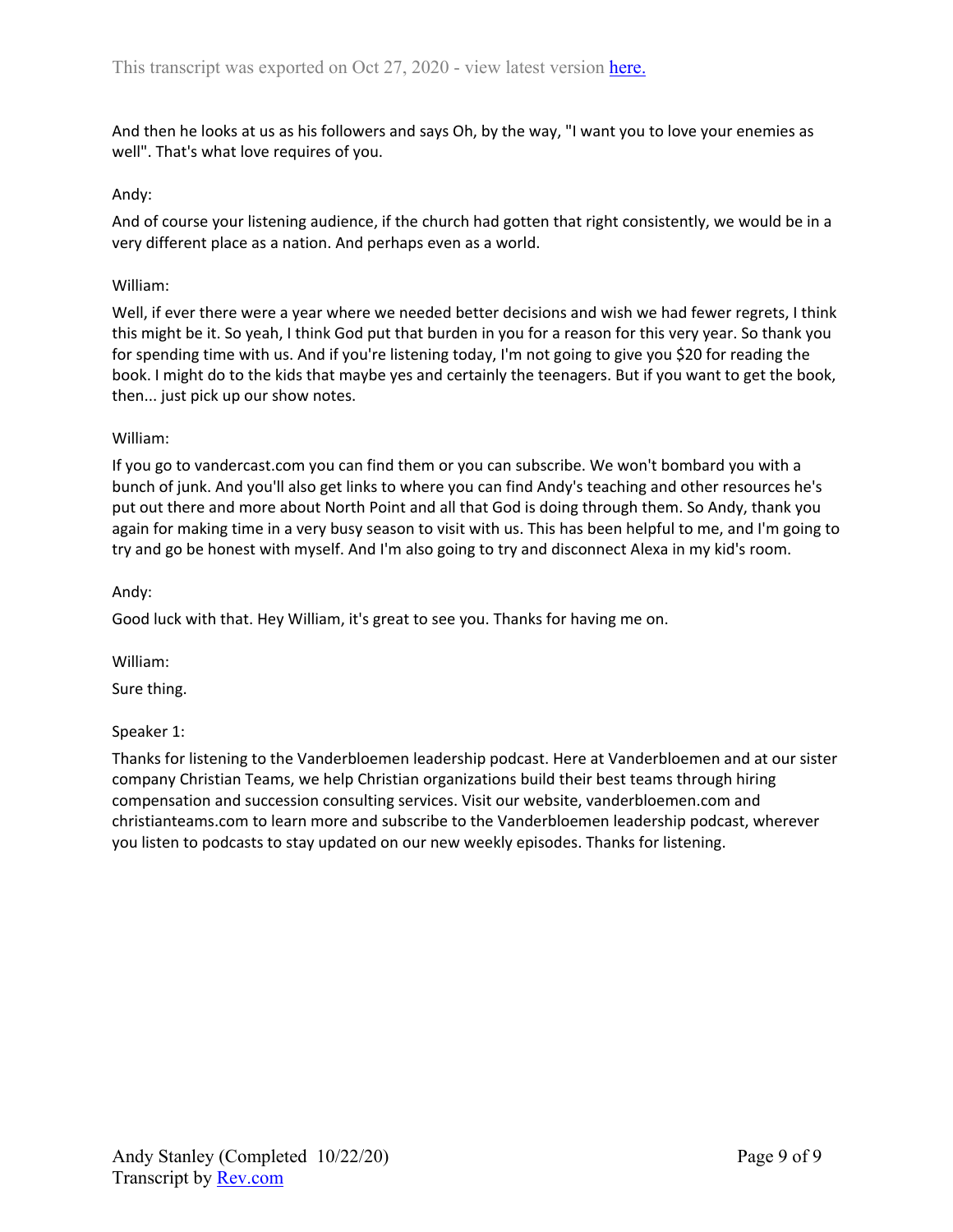And then he looks at us as his followers and says Oh, by the way, "I want you to love your enemies as well". That's what love requires of you.

Andy:

And of course your listening audience, if the church had gotten that right consistently, we would be in a very different place as a nation. And perhaps even as a world.

William:

Well, if ever there were a year where we needed better decisions and wish we had fewer regrets, I think this might be it. So yeah, I think God put that burden in you for a reason for this very year. So thank you for spending time with us. And if you're listening today, I'm not going to give you $20 for reading the book. I might do to the kids that maybe yes and certainly the teenagers. But if you want to get the book, then... just pick up our show notes.

William:

If you go to vandercast.com you can find them or you can subscribe. We won't bombard you with a bunch of junk. And you'll also get links to where you can find Andy's teaching and other resources he's put out there and more about North Point and all that God is doing through them. So Andy, thank you again for making time in a very busy season to visit with us. This has been helpful to me, and I'm going to try and go be honest with myself. And I'm also going to try and disconnect Alexa in my kid's room.

Andy:

Good luck with that. Hey William, it's great to see you. Thanks for having me on.

William:

Sure thing.

Speaker 1:

Thanks for listening to the Vanderbloemen leadership podcast. Here at Vanderbloemen and at our sister company Christian Teams, we help Christian organizations build their best teams through hiring compensation and succession consulting services. Visit our website, vanderbloemen.com and christianteams.com to learn more and subscribe to the Vanderbloemen leadership podcast, wherever you listen to podcasts to stay updated on our new weekly episodes. Thanks for listening.